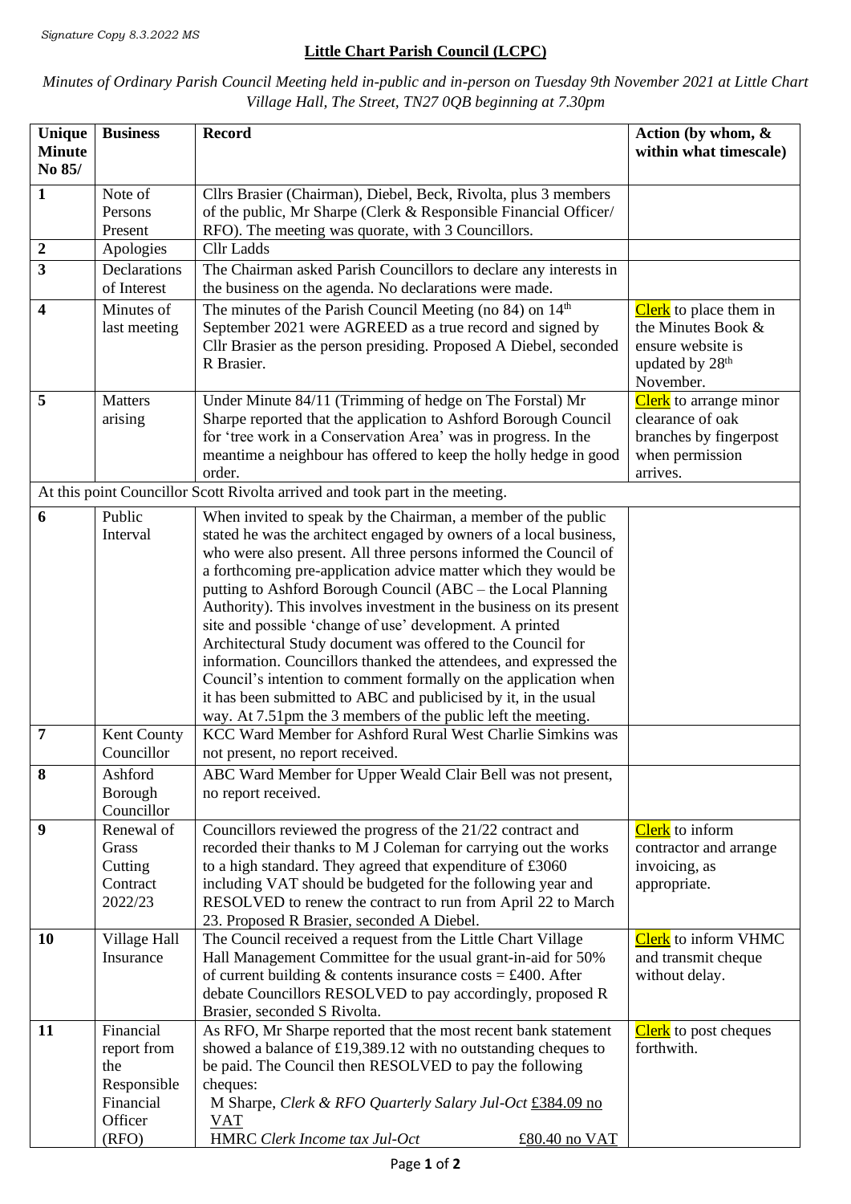*Signature Copy 8.3.2022 MS*

**Little Chart Parish Council (LCPC)**

*Minutes of Ordinary Parish Council Meeting held in-public and in-person on Tuesday 9th November 2021 at Little Chart Village Hall, The Street, TN27 0QB beginning at 7.30pm*

| Unique Minute No 85/ | Business | Record | Action (by whom, & within what timescale) |
|---|---|---|---|
| **1** | Note of Persons Present | Cllrs Brasier (Chairman), Diebel, Beck, Rivolta, plus 3 members of the public, Mr Sharpe (Clerk & Responsible Financial Officer/ RFO). The meeting was quorate, with 3 Councillors. | |
| **2** | Apologies | Cllr Ladds | |
| **3** | Declarations of Interest | The Chairman asked Parish Councillors to declare any interests in the business on the agenda. No declarations were made. | |
| **4** | Minutes of last meeting | The minutes of the Parish Council Meeting (no 84) on 14th September 2021 were AGREED as a true record and signed by Cllr Brasier as the person presiding. Proposed A Diebel, seconded R Brasier. | Clerk to place them in the Minutes Book & ensure website is updated by 28th November. |
| **5** | Matters arising | Under Minute 84/11 (Trimming of hedge on The Forstal) Mr Sharpe reported that the application to Ashford Borough Council for 'tree work in a Conservation Area' was in progress. In the meantime a neighbour has offered to keep the holly hedge in good order. | Clerk to arrange minor clearance of oak branches by fingerpost when permission arrives. |
| At this point Councillor Scott Rivolta arrived and took part in the meeting. | | | |
| **6** | Public Interval | When invited to speak by the Chairman, a member of the public stated he was the architect engaged by owners of a local business, who were also present. All three persons informed the Council of a forthcoming pre-application advice matter which they would be putting to Ashford Borough Council (ABC – the Local Planning Authority). This involves investment in the business on its present site and possible 'change of use' development. A printed Architectural Study document was offered to the Council for information. Councillors thanked the attendees, and expressed the Council's intention to comment formally on the application when it has been submitted to ABC and publicised by it, in the usual way. At 7.51pm the 3 members of the public left the meeting. | |
| **7** | Kent County Councillor | KCC Ward Member for Ashford Rural West Charlie Simkins was not present, no report received. | |
| **8** | Ashford Borough Councillor | ABC Ward Member for Upper Weald Clair Bell was not present, no report received. | |
| **9** | Renewal of Grass Cutting Contract 2022/23 | Councillors reviewed the progress of the 21/22 contract and recorded their thanks to M J Coleman for carrying out the works to a high standard. They agreed that expenditure of £3060 including VAT should be budgeted for the following year and RESOLVED to renew the contract to run from April 22 to March 23. Proposed R Brasier, seconded A Diebel. | Clerk to inform contractor and arrange invoicing, as appropriate. |
| **10** | Village Hall Insurance | The Council received a request from the Little Chart Village Hall Management Committee for the usual grant-in-aid for 50% of current building & contents insurance costs = £400. After debate Councillors RESOLVED to pay accordingly, proposed R Brasier, seconded S Rivolta. | Clerk to inform VHMC and transmit cheque without delay. |
| **11** | Financial report from the Responsible Financial Officer (RFO) | As RFO, Mr Sharpe reported that the most recent bank statement showed a balance of £19,389.12 with no outstanding cheques to be paid. The Council then RESOLVED to pay the following cheques:<br>M Sharpe, *Clerk & RFO Quarterly Salary Jul-Oct* £384.09 no VAT<br>HMRC *Clerk Income tax Jul-Oct* £80.40 no VAT | Clerk to post cheques forthwith. |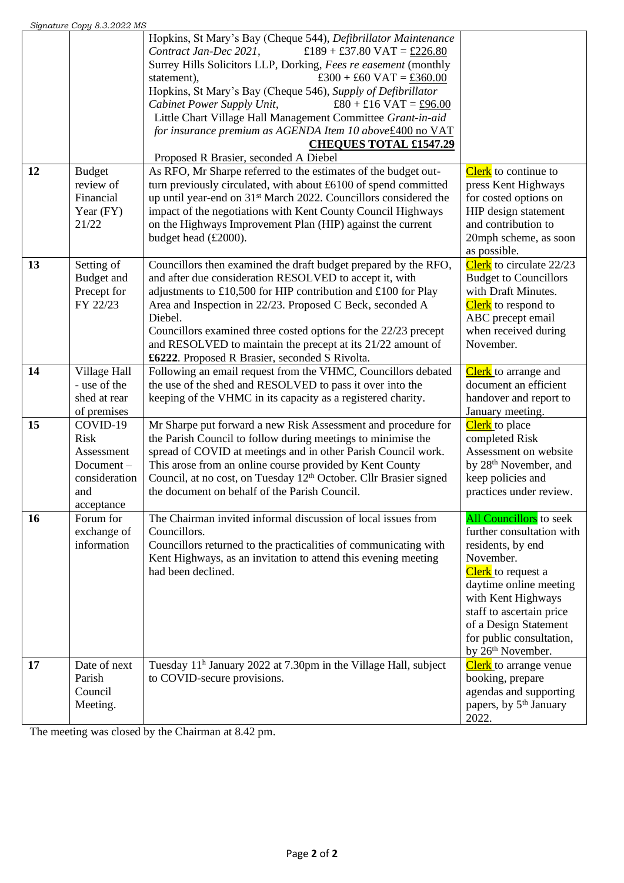*Signature Copy 8.3.2022 MS*

| | | | |
|---|---|---|---|
| | | Hopkins, St Mary's Bay (Cheque 544), *Defibrillator Maintenance Contract Jan-Dec 2021*, £189 + £37.80 VAT = £226.80<br>Surrey Hills Solicitors LLP, Dorking, *Fees re easement* (monthly statement), £300 + £60 VAT = £360.00<br>Hopkins, St Mary's Bay (Cheque 546), *Supply of Defibrillator Cabinet Power Supply Unit*, £80 + £16 VAT = £96.00<br>Little Chart Village Hall Management Committee *Grant-in-aid for insurance premium as AGENDA Item 10 above* £400 no VAT<br>**CHEQUES TOTAL £1547.29**<br>Proposed R Brasier, seconded A Diebel | |
| 12 | Budget review of Financial Year (FY) 21/22 | As RFO, Mr Sharpe referred to the estimates of the budget out-turn previously circulated, with about £6100 of spend committed up until year-end on 31st March 2022. Councillors considered the impact of the negotiations with Kent County Council Highways on the Highways Improvement Plan (HIP) against the current budget head (£2000). | Clerk to continue to press Kent Highways for costed options on HIP design statement and contribution to 20mph scheme, as soon as possible. |
| 13 | Setting of Budget and Precept for FY 22/23 | Councillors then examined the draft budget prepared by the RFO, and after due consideration RESOLVED to accept it, with adjustments to £10,500 for HIP contribution and £100 for Play Area and Inspection in 22/23. Proposed C Beck, seconded A Diebel.<br>Councillors examined three costed options for the 22/23 precept and RESOLVED to maintain the precept at its 21/22 amount of **£6222**. Proposed R Brasier, seconded S Rivolta. | Clerk to circulate 22/23 Budget to Councillors with Draft Minutes.<br>Clerk to respond to ABC precept email when received during November. |
| 14 | Village Hall - use of the shed at rear of premises | Following an email request from the VHMC, Councillors debated the use of the shed and RESOLVED to pass it over into the keeping of the VHMC in its capacity as a registered charity. | Clerk to arrange and document an efficient handover and report to January meeting. |
| 15 | COVID-19 Risk Assessment Document – consideration and acceptance | Mr Sharpe put forward a new Risk Assessment and procedure for the Parish Council to follow during meetings to minimise the spread of COVID at meetings and in other Parish Council work. This arose from an online course provided by Kent County Council, at no cost, on Tuesday 12th October. Cllr Brasier signed the document on behalf of the Parish Council. | Clerk to place completed Risk Assessment on website by 28th November, and keep policies and practices under review. |
| 16 | Forum for exchange of information | The Chairman invited informal discussion of local issues from Councillors.<br>Councillors returned to the practicalities of communicating with Kent Highways, as an invitation to attend this evening meeting had been declined. | All Councillors to seek further consultation with residents, by end November.<br>Clerk to request a daytime online meeting with Kent Highways staff to ascertain price of a Design Statement for public consultation, by 26th November. |
| 17 | Date of next Parish Council Meeting. | Tuesday 11h January 2022 at 7.30pm in the Village Hall, subject to COVID-secure provisions. | Clerk to arrange venue booking, prepare agendas and supporting papers, by 5th January 2022. |

The meeting was closed by the Chairman at 8.42 pm.